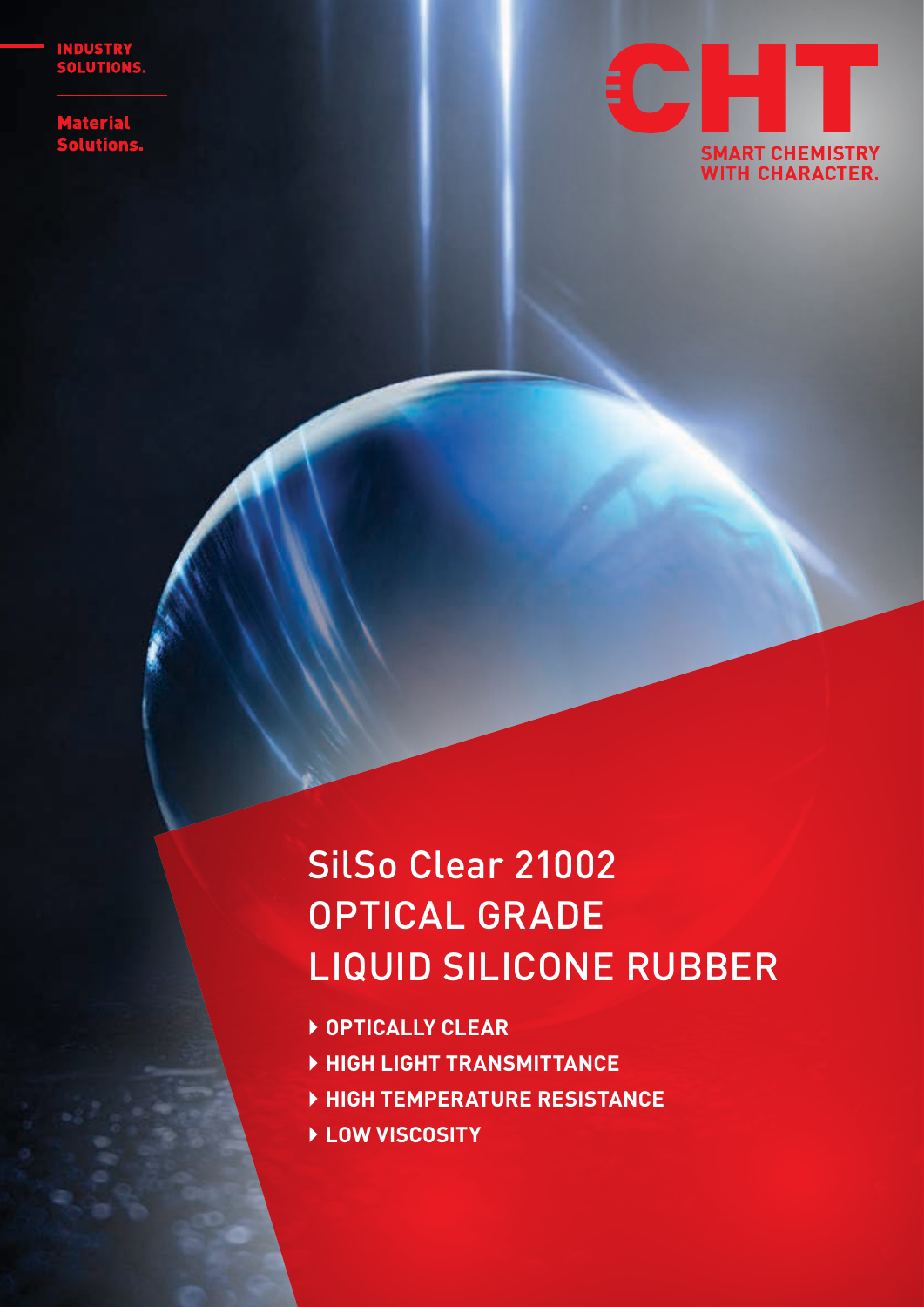INDUSTRY SOLUTIONS.

Material Solutions.

CHT

SMART CHEMISTRY WITH CHARACTER.

# SilSo Clear 21002 OPTICAL GRADE LIQUID SILICONE RUBBER

- OPTICALLY CLEAR
- HIGH LIGHT TRANSMITTANCE
- HIGH TEMPERATURE RESISTANCE
- LOW VISCOSITY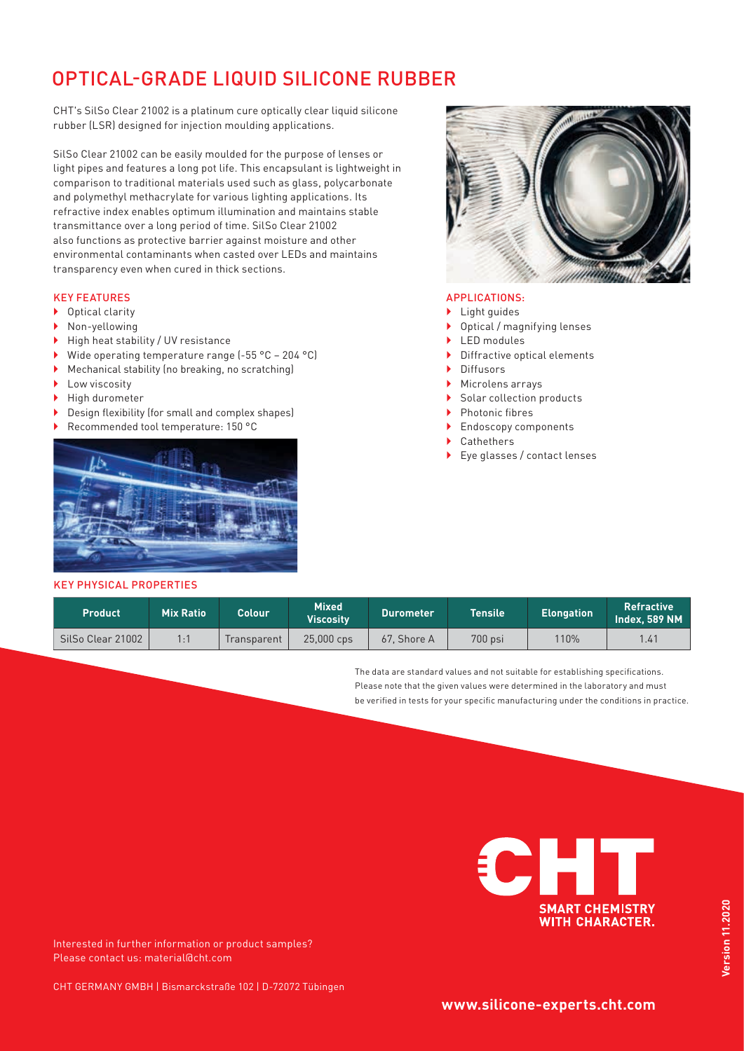# OPTICAL-GRADE LIQUID SILICONE RUBBER

CHT's SilSo Clear 21002 is a platinum cure optically clear liquid silicone rubber (LSR) designed for injection moulding applications.

SilSo Clear 21002 can be easily moulded for the purpose of lenses or light pipes and features a long pot life. This encapsulant is lightweight in comparison to traditional materials used such as glass, polycarbonate and polymethyl methacrylate for various lighting applications. Its refractive index enables optimum illumination and maintains stable transmittance over a long period of time. SilSo Clear 21002 also functions as protective barrier against moisture and other environmental contaminants when casted over LEDs and maintains transparency even when cured in thick sections.

## KEY FEATURES

- Optical clarity
- Non-yellowing
- High heat stability / UV resistance
- Wide operating temperature range (-55 °C – 204 °C)
- Mechanical stability (no breaking, no scratching)
- Low viscosity
- High durometer
- Design flexibility (for small and complex shapes)
- Recommended tool temperature: 150 °C

## APPLICATIONS:

- Light guides
- Optical / magnifying lenses
- LED modules
- Diffractive optical elements
- Diffusors
- Microlens arrays
- Solar collection products
- Photonic fibres
- Endoscopy components
- Cathethers
- Eye glasses / contact lenses

## KEY PHYSICAL PROPERTIES

| Product | Mix Ratio | Colour | Mixed Viscosity | Durometer | Tensile | Elongation | Refractive Index, 589 NM |
|---|---|---|---|---|---|---|---|
| SilSo Clear 21002 | 1:1 | Transparent | 25,000 cps | 67, Shore A | 700 psi | 110% | 1.41 |

The data are standard values and not suitable for establishing specifications. Please note that the given values were determined in the laboratory and must be verified in tests for your specific manufacturing under the conditions in practice.

CHT
SMART CHEMISTRY WITH CHARACTER.

Interested in further information or product samples?
Please contact us: material@cht.com

CHT GERMANY GMBH | Bismarckstraße 102 | D-72072 Tübingen

www.silicone-experts.cht.com

Version 11.2020